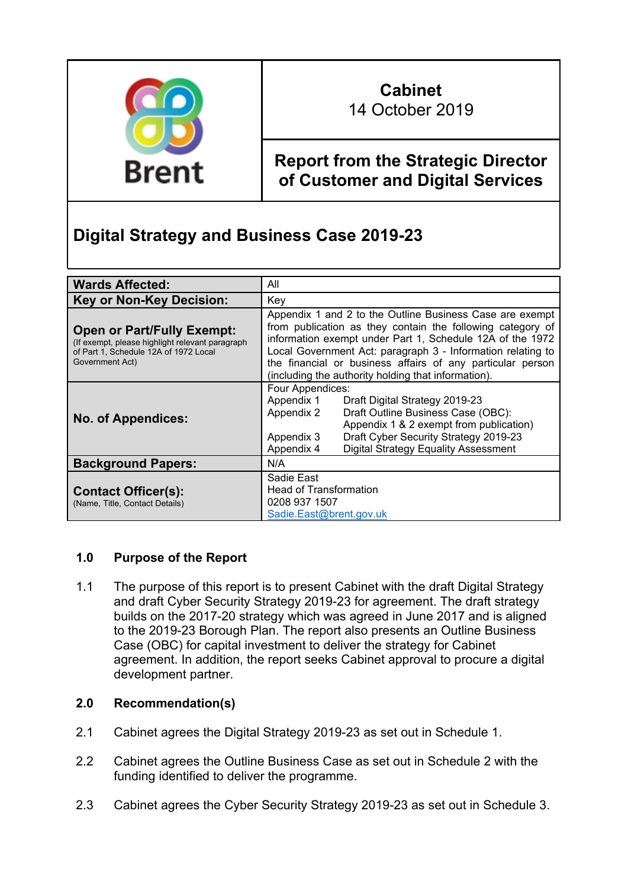Brent

**Cabinet**
14 October 2019

**Report from the Strategic Director of Customer and Digital Services**

# Digital Strategy and Business Case 2019-23

| | |
|---|---|
| **Wards Affected:** | All |
| **Key or Non-Key Decision:** | Key |
| **Open or Part/Fully Exempt:** (If exempt, please highlight relevant paragraph of Part 1, Schedule 12A of 1972 Local Government Act) | Appendix 1 and 2 to the Outline Business Case are exempt from publication as they contain the following category of information exempt under Part 1, Schedule 12A of the 1972 Local Government Act: paragraph 3 - Information relating to the financial or business affairs of any particular person (including the authority holding that information). |
| **No. of Appendices:** | Four Appendices:<br>Appendix 1 Draft Digital Strategy 2019-23<br>Appendix 2 Draft Outline Business Case (OBC): Appendix 1 & 2 exempt from publication)<br>Appendix 3 Draft Cyber Security Strategy 2019-23<br>Appendix 4 Digital Strategy Equality Assessment |
| **Background Papers:** | N/A |
| **Contact Officer(s):** (Name, Title, Contact Details) | Sadie East<br>Head of Transformation<br>0208 937 1507<br>Sadie.East@brent.gov.uk |

## 1.0 Purpose of the Report

1.1 The purpose of this report is to present Cabinet with the draft Digital Strategy and draft Cyber Security Strategy 2019-23 for agreement. The draft strategy builds on the 2017-20 strategy which was agreed in June 2017 and is aligned to the 2019-23 Borough Plan. The report also presents an Outline Business Case (OBC) for capital investment to deliver the strategy for Cabinet agreement. In addition, the report seeks Cabinet approval to procure a digital development partner.

## 2.0 Recommendation(s)

2.1 Cabinet agrees the Digital Strategy 2019-23 as set out in Schedule 1.

2.2 Cabinet agrees the Outline Business Case as set out in Schedule 2 with the funding identified to deliver the programme.

2.3 Cabinet agrees the Cyber Security Strategy 2019-23 as set out in Schedule 3.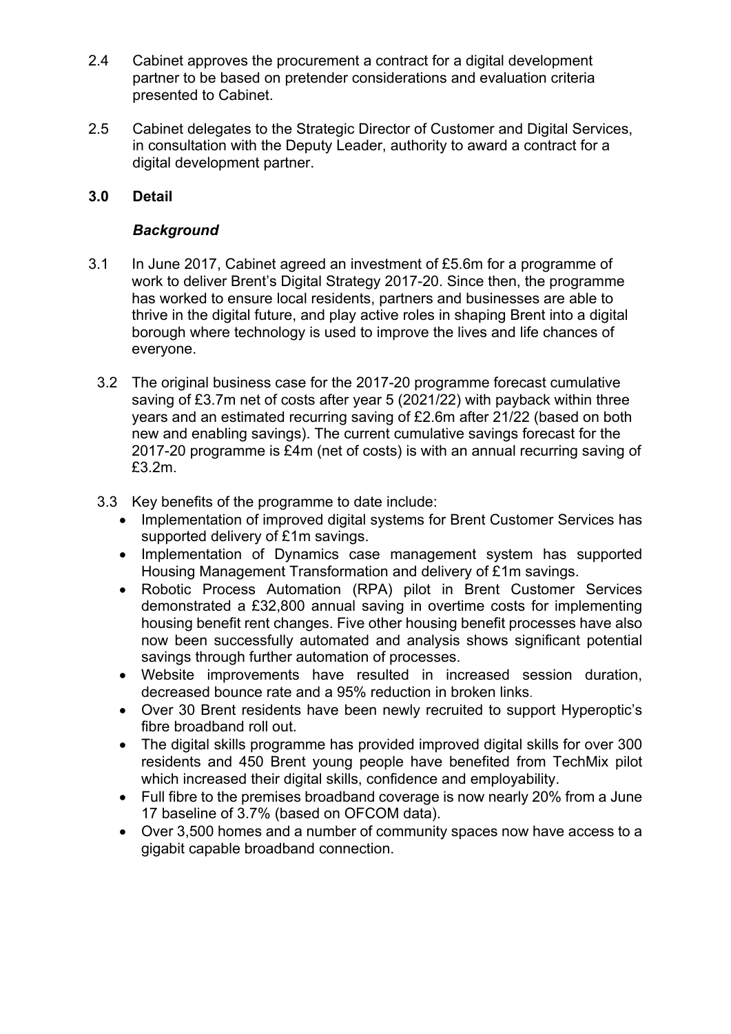2.4 Cabinet approves the procurement a contract for a digital development partner to be based on pretender considerations and evaluation criteria presented to Cabinet.

2.5 Cabinet delegates to the Strategic Director of Customer and Digital Services, in consultation with the Deputy Leader, authority to award a contract for a digital development partner.

## 3.0 Detail

### *Background*

3.1 In June 2017, Cabinet agreed an investment of £5.6m for a programme of work to deliver Brent's Digital Strategy 2017-20. Since then, the programme has worked to ensure local residents, partners and businesses are able to thrive in the digital future, and play active roles in shaping Brent into a digital borough where technology is used to improve the lives and life chances of everyone.

3.2 The original business case for the 2017-20 programme forecast cumulative saving of £3.7m net of costs after year 5 (2021/22) with payback within three years and an estimated recurring saving of £2.6m after 21/22 (based on both new and enabling savings). The current cumulative savings forecast for the 2017-20 programme is £4m (net of costs) is with an annual recurring saving of £3.2m.

3.3 Key benefits of the programme to date include:

- Implementation of improved digital systems for Brent Customer Services has supported delivery of £1m savings.
- Implementation of Dynamics case management system has supported Housing Management Transformation and delivery of £1m savings.
- Robotic Process Automation (RPA) pilot in Brent Customer Services demonstrated a £32,800 annual saving in overtime costs for implementing housing benefit rent changes. Five other housing benefit processes have also now been successfully automated and analysis shows significant potential savings through further automation of processes.
- Website improvements have resulted in increased session duration, decreased bounce rate and a 95% reduction in broken links.
- Over 30 Brent residents have been newly recruited to support Hyperoptic's fibre broadband roll out.
- The digital skills programme has provided improved digital skills for over 300 residents and 450 Brent young people have benefited from TechMix pilot which increased their digital skills, confidence and employability.
- Full fibre to the premises broadband coverage is now nearly 20% from a June 17 baseline of 3.7% (based on OFCOM data).
- Over 3,500 homes and a number of community spaces now have access to a gigabit capable broadband connection.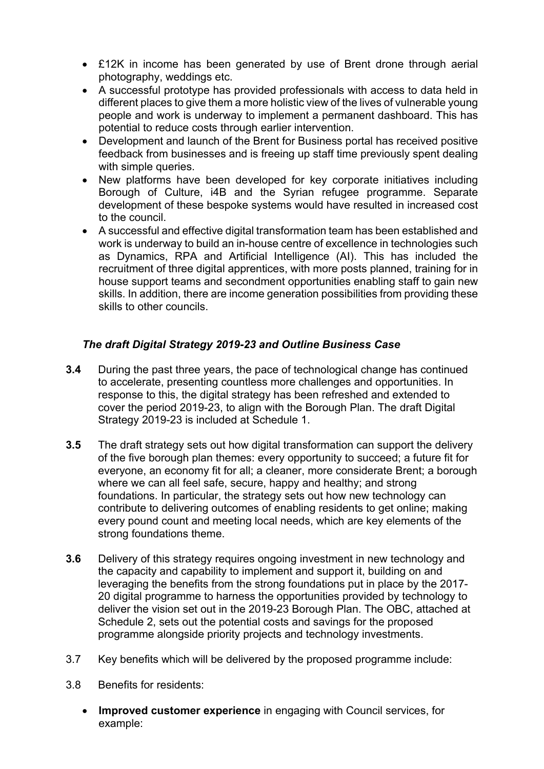- £12K in income has been generated by use of Brent drone through aerial photography, weddings etc.
- A successful prototype has provided professionals with access to data held in different places to give them a more holistic view of the lives of vulnerable young people and work is underway to implement a permanent dashboard. This has potential to reduce costs through earlier intervention.
- Development and launch of the Brent for Business portal has received positive feedback from businesses and is freeing up staff time previously spent dealing with simple queries.
- New platforms have been developed for key corporate initiatives including Borough of Culture, i4B and the Syrian refugee programme. Separate development of these bespoke systems would have resulted in increased cost to the council.
- A successful and effective digital transformation team has been established and work is underway to build an in-house centre of excellence in technologies such as Dynamics, RPA and Artificial Intelligence (AI). This has included the recruitment of three digital apprentices, with more posts planned, training for in house support teams and secondment opportunities enabling staff to gain new skills. In addition, there are income generation possibilities from providing these skills to other councils.

### *The draft Digital Strategy 2019-23 and Outline Business Case*

**3.4** During the past three years, the pace of technological change has continued to accelerate, presenting countless more challenges and opportunities. In response to this, the digital strategy has been refreshed and extended to cover the period 2019-23, to align with the Borough Plan. The draft Digital Strategy 2019-23 is included at Schedule 1.

**3.5** The draft strategy sets out how digital transformation can support the delivery of the five borough plan themes: every opportunity to succeed; a future fit for everyone, an economy fit for all; a cleaner, more considerate Brent; a borough where we can all feel safe, secure, happy and healthy; and strong foundations. In particular, the strategy sets out how new technology can contribute to delivering outcomes of enabling residents to get online; making every pound count and meeting local needs, which are key elements of the strong foundations theme.

**3.6** Delivery of this strategy requires ongoing investment in new technology and the capacity and capability to implement and support it, building on and leveraging the benefits from the strong foundations put in place by the 2017-20 digital programme to harness the opportunities provided by technology to deliver the vision set out in the 2019-23 Borough Plan. The OBC, attached at Schedule 2, sets out the potential costs and savings for the proposed programme alongside priority projects and technology investments.

3.7 Key benefits which will be delivered by the proposed programme include:

3.8 Benefits for residents:

- **Improved customer experience** in engaging with Council services, for example: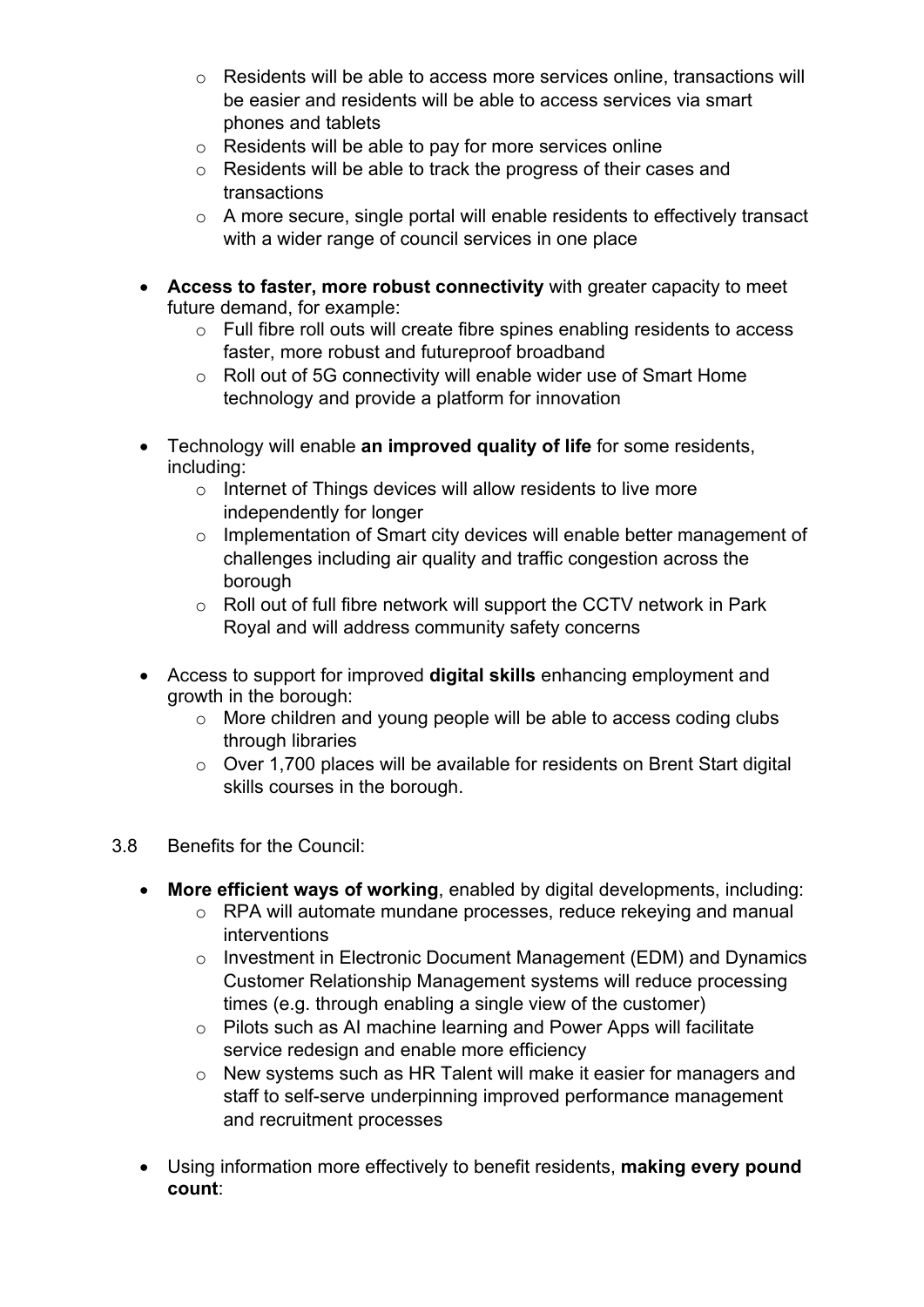- Residents will be able to access more services online, transactions will be easier and residents will be able to access services via smart phones and tablets
  - Residents will be able to pay for more services online
  - Residents will be able to track the progress of their cases and transactions
  - A more secure, single portal will enable residents to effectively transact with a wider range of council services in one place

- **Access to faster, more robust connectivity** with greater capacity to meet future demand, for example:
  - Full fibre roll outs will create fibre spines enabling residents to access faster, more robust and futureproof broadband
  - Roll out of 5G connectivity will enable wider use of Smart Home technology and provide a platform for innovation

- Technology will enable **an improved quality of life** for some residents, including:
  - Internet of Things devices will allow residents to live more independently for longer
  - Implementation of Smart city devices will enable better management of challenges including air quality and traffic congestion across the borough
  - Roll out of full fibre network will support the CCTV network in Park Royal and will address community safety concerns

- Access to support for improved **digital skills** enhancing employment and growth in the borough:
  - More children and young people will be able to access coding clubs through libraries
  - Over 1,700 places will be available for residents on Brent Start digital skills courses in the borough.

3.8 Benefits for the Council:

- **More efficient ways of working**, enabled by digital developments, including:
  - RPA will automate mundane processes, reduce rekeying and manual interventions
  - Investment in Electronic Document Management (EDM) and Dynamics Customer Relationship Management systems will reduce processing times (e.g. through enabling a single view of the customer)
  - Pilots such as AI machine learning and Power Apps will facilitate service redesign and enable more efficiency
  - New systems such as HR Talent will make it easier for managers and staff to self-serve underpinning improved performance management and recruitment processes

- Using information more effectively to benefit residents, **making every pound count**: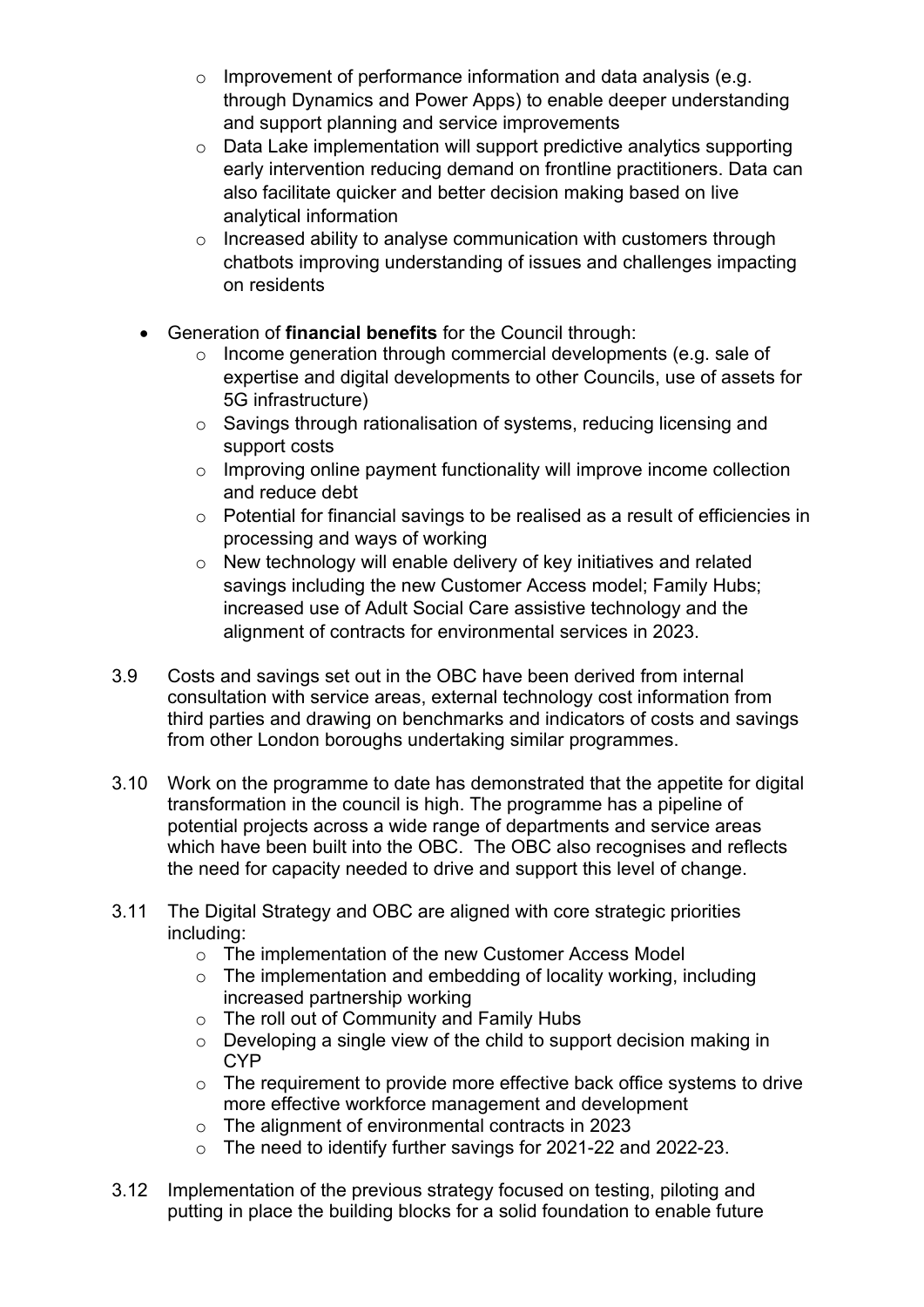- Improvement of performance information and data analysis (e.g. through Dynamics and Power Apps) to enable deeper understanding and support planning and service improvements
  - Data Lake implementation will support predictive analytics supporting early intervention reducing demand on frontline practitioners. Data can also facilitate quicker and better decision making based on live analytical information
  - Increased ability to analyse communication with customers through chatbots improving understanding of issues and challenges impacting on residents

- Generation of **financial benefits** for the Council through:
  - Income generation through commercial developments (e.g. sale of expertise and digital developments to other Councils, use of assets for 5G infrastructure)
  - Savings through rationalisation of systems, reducing licensing and support costs
  - Improving online payment functionality will improve income collection and reduce debt
  - Potential for financial savings to be realised as a result of efficiencies in processing and ways of working
  - New technology will enable delivery of key initiatives and related savings including the new Customer Access model; Family Hubs; increased use of Adult Social Care assistive technology and the alignment of contracts for environmental services in 2023.

3.9 Costs and savings set out in the OBC have been derived from internal consultation with service areas, external technology cost information from third parties and drawing on benchmarks and indicators of costs and savings from other London boroughs undertaking similar programmes.

3.10 Work on the programme to date has demonstrated that the appetite for digital transformation in the council is high. The programme has a pipeline of potential projects across a wide range of departments and service areas which have been built into the OBC. The OBC also recognises and reflects the need for capacity needed to drive and support this level of change.

3.11 The Digital Strategy and OBC are aligned with core strategic priorities including:
  - The implementation of the new Customer Access Model
  - The implementation and embedding of locality working, including increased partnership working
  - The roll out of Community and Family Hubs
  - Developing a single view of the child to support decision making in CYP
  - The requirement to provide more effective back office systems to drive more effective workforce management and development
  - The alignment of environmental contracts in 2023
  - The need to identify further savings for 2021-22 and 2022-23.

3.12 Implementation of the previous strategy focused on testing, piloting and putting in place the building blocks for a solid foundation to enable future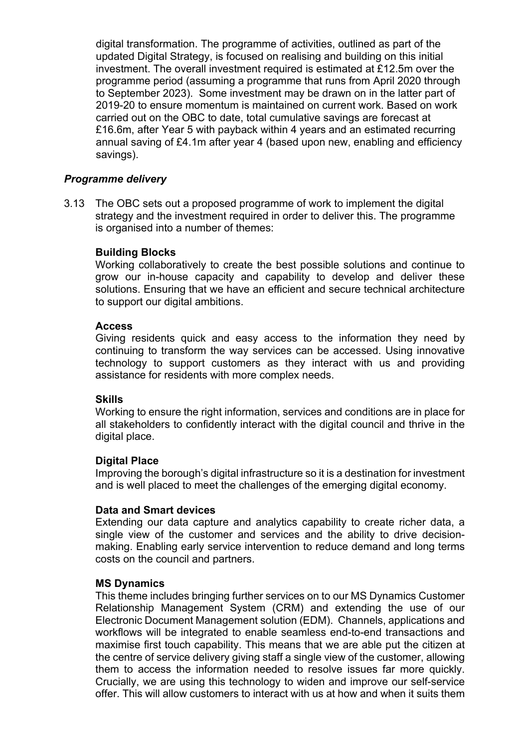digital transformation. The programme of activities, outlined as part of the updated Digital Strategy, is focused on realising and building on this initial investment. The overall investment required is estimated at £12.5m over the programme period (assuming a programme that runs from April 2020 through to September 2023). Some investment may be drawn on in the latter part of 2019-20 to ensure momentum is maintained on current work. Based on work carried out on the OBC to date, total cumulative savings are forecast at £16.6m, after Year 5 with payback within 4 years and an estimated recurring annual saving of £4.1m after year 4 (based upon new, enabling and efficiency savings).

***Programme delivery***

3.13 The OBC sets out a proposed programme of work to implement the digital strategy and the investment required in order to deliver this. The programme is organised into a number of themes:

**Building Blocks**

Working collaboratively to create the best possible solutions and continue to grow our in-house capacity and capability to develop and deliver these solutions. Ensuring that we have an efficient and secure technical architecture to support our digital ambitions.

**Access**

Giving residents quick and easy access to the information they need by continuing to transform the way services can be accessed. Using innovative technology to support customers as they interact with us and providing assistance for residents with more complex needs.

**Skills**

Working to ensure the right information, services and conditions are in place for all stakeholders to confidently interact with the digital council and thrive in the digital place.

**Digital Place**

Improving the borough's digital infrastructure so it is a destination for investment and is well placed to meet the challenges of the emerging digital economy.

**Data and Smart devices**

Extending our data capture and analytics capability to create richer data, a single view of the customer and services and the ability to drive decision-making. Enabling early service intervention to reduce demand and long terms costs on the council and partners.

**MS Dynamics**

This theme includes bringing further services on to our MS Dynamics Customer Relationship Management System (CRM) and extending the use of our Electronic Document Management solution (EDM). Channels, applications and workflows will be integrated to enable seamless end-to-end transactions and maximise first touch capability. This means that we are able put the citizen at the centre of service delivery giving staff a single view of the customer, allowing them to access the information needed to resolve issues far more quickly. Crucially, we are using this technology to widen and improve our self-service offer. This will allow customers to interact with us at how and when it suits them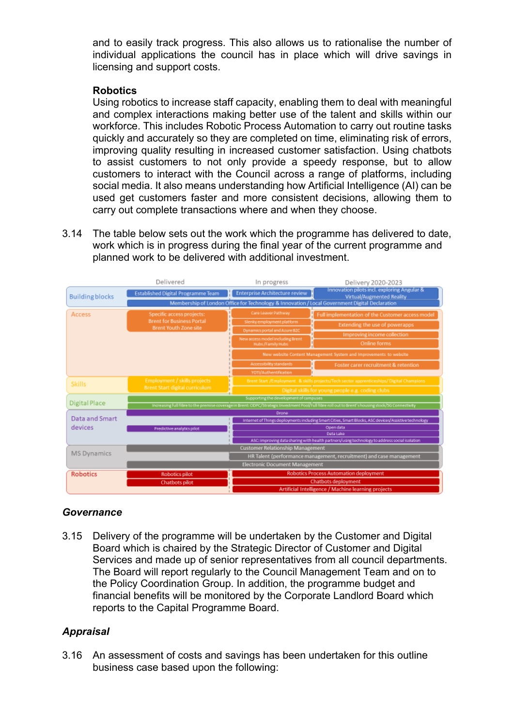and to easily track progress. This also allows us to rationalise the number of individual applications the council has in place which will drive savings in licensing and support costs.

**Robotics**

Using robotics to increase staff capacity, enabling them to deal with meaningful and complex interactions making better use of the talent and skills within our workforce. This includes Robotic Process Automation to carry out routine tasks quickly and accurately so they are completed on time, eliminating risk of errors, improving quality resulting in increased customer satisfaction. Using chatbots to assist customers to not only provide a speedy response, but to allow customers to interact with the Council across a range of platforms, including social media. It also means understanding how Artificial Intelligence (AI) can be used get customers faster and more consistent decisions, allowing them to carry out complete transactions where and when they choose.

3.14 The table below sets out the work which the programme has delivered to date, work which is in progress during the final year of the current programme and planned work to be delivered with additional investment.

| | Delivered | In progress | Delivery 2020-2023 |
|---|---|---|---|
| Building blocks | Established Digital Programme Team | Enterprise Architecture review | Innovation pilots incl. exploring Angular & Virtual/Augmented Reality |
| | Membership of London Office for Technology & Innovation / Local Government Digital Declaration | | |
| Access | Specific access projects: Brent for Business Portal; Brent Youth Zone site | Care Leaver Pathway; Slenky employment platform; Dynamics portal and Azure B2C; New access model including Brent Hubs / Family Hubs | Full implementation of the Customer access model; Extending the use of powerapps; Improving income collection; Online forms |
| | | New website Content Management System and improvements to website | |
| | | Accessibility standards; YOTI/Authentification | Foster carer recruitment & retention |
| Skills | Employment / skills projects; Brent Start digital curriculum | Brent Start /Employment & skills projects/Tech sector apprenticeships/ Digital Champions | |
| | | Digital skills for young people e.g. coding clubs | |
| Digital Place | Supporting the development of campuses | | |
| | Increasing full fibre to the premise coverage in Brent: ODPC/Strategic Investment Pool/Full fibre roll out to Brent's housing stock/5G Connectivity | | |
| Data and Smart devices | | Drone | |
| | Predictive analytics pilot | Internet of Things deployments including Smart Cities, Smart Blocks, ASC devices/Assistive technology; Open data; Data Lake; ASC: improving data sharing with health partners/using technology to address social isolation | |
| MS Dynamics | | Customer Relationship Management; HR Talent (performance management, recruitment) and case management; Electronic Document Management | |
| Robotics | Robotics pilot; Chatbots pilot | Robotics Process Automation deployment; Chatbots deployment; Artificial Intelligence / Machine learning projects | |

### *Governance*

3.15 Delivery of the programme will be undertaken by the Customer and Digital Board which is chaired by the Strategic Director of Customer and Digital Services and made up of senior representatives from all council departments. The Board will report regularly to the Council Management Team and on to the Policy Coordination Group. In addition, the programme budget and financial benefits will be monitored by the Corporate Landlord Board which reports to the Capital Programme Board.

### *Appraisal*

3.16 An assessment of costs and savings has been undertaken for this outline business case based upon the following: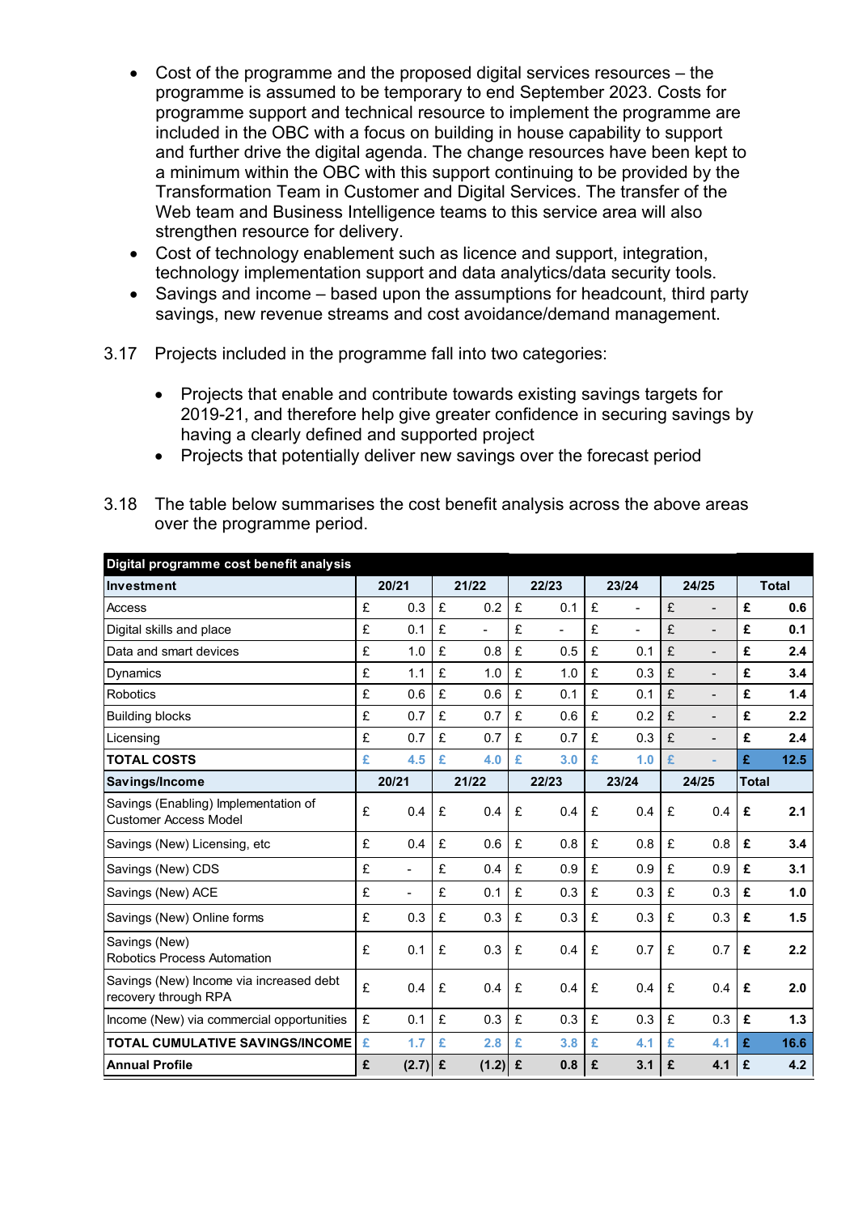- Cost of the programme and the proposed digital services resources – the programme is assumed to be temporary to end September 2023. Costs for programme support and technical resource to implement the programme are included in the OBC with a focus on building in house capability to support and further drive the digital agenda. The change resources have been kept to a minimum within the OBC with this support continuing to be provided by the Transformation Team in Customer and Digital Services. The transfer of the Web team and Business Intelligence teams to this service area will also strengthen resource for delivery.
- Cost of technology enablement such as licence and support, integration, technology implementation support and data analytics/data security tools.
- Savings and income – based upon the assumptions for headcount, third party savings, new revenue streams and cost avoidance/demand management.

3.17 Projects included in the programme fall into two categories:

- Projects that enable and contribute towards existing savings targets for 2019-21, and therefore help give greater confidence in securing savings by having a clearly defined and supported project
- Projects that potentially deliver new savings over the forecast period

3.18 The table below summarises the cost benefit analysis across the above areas over the programme period.

| Digital programme cost benefit analysis | | | | | | |
|---|---|---|---|---|---|---|
| **Investment** | **20/21** | **21/22** | **22/23** | **23/24** | **24/25** | **Total** |
| Access | £ 0.3 | £ 0.2 | £ 0.1 | £ - | £ - | **£ 0.6** |
| Digital skills and place | £ 0.1 | £ - | £ - | £ - | £ - | **£ 0.1** |
| Data and smart devices | £ 1.0 | £ 0.8 | £ 0.5 | £ 0.1 | £ - | **£ 2.4** |
| Dynamics | £ 1.1 | £ 1.0 | £ 1.0 | £ 0.3 | £ - | **£ 3.4** |
| Robotics | £ 0.6 | £ 0.6 | £ 0.1 | £ 0.1 | £ - | **£ 1.4** |
| Building blocks | £ 0.7 | £ 0.7 | £ 0.6 | £ 0.2 | £ - | **£ 2.2** |
| Licensing | £ 0.7 | £ 0.7 | £ 0.7 | £ 0.3 | £ - | **£ 2.4** |
| **TOTAL COSTS** | **£ 4.5** | **£ 4.0** | **£ 3.0** | **£ 1.0** | **£ -** | **£ 12.5** |
| **Savings/Income** | **20/21** | **21/22** | **22/23** | **23/24** | **24/25** | **Total** |
| Savings (Enabling) Implementation of Customer Access Model | £ 0.4 | £ 0.4 | £ 0.4 | £ 0.4 | £ 0.4 | **£ 2.1** |
| Savings (New) Licensing, etc | £ 0.4 | £ 0.6 | £ 0.8 | £ 0.8 | £ 0.8 | **£ 3.4** |
| Savings (New) CDS | £ - | £ 0.4 | £ 0.9 | £ 0.9 | £ 0.9 | **£ 3.1** |
| Savings (New) ACE | £ - | £ 0.1 | £ 0.3 | £ 0.3 | £ 0.3 | **£ 1.0** |
| Savings (New) Online forms | £ 0.3 | £ 0.3 | £ 0.3 | £ 0.3 | £ 0.3 | **£ 1.5** |
| Savings (New) Robotics Process Automation | £ 0.1 | £ 0.3 | £ 0.4 | £ 0.7 | £ 0.7 | **£ 2.2** |
| Savings (New) Income via increased debt recovery through RPA | £ 0.4 | £ 0.4 | £ 0.4 | £ 0.4 | £ 0.4 | **£ 2.0** |
| Income (New) via commercial opportunities | £ 0.1 | £ 0.3 | £ 0.3 | £ 0.3 | £ 0.3 | **£ 1.3** |
| **TOTAL CUMULATIVE SAVINGS/INCOME** | **£ 1.7** | **£ 2.8** | **£ 3.8** | **£ 4.1** | **£ 4.1** | **£ 16.6** |
| **Annual Profile** | **£ (2.7)** | **£ (1.2)** | **£ 0.8** | **£ 3.1** | **£ 4.1** | **£ 4.2** |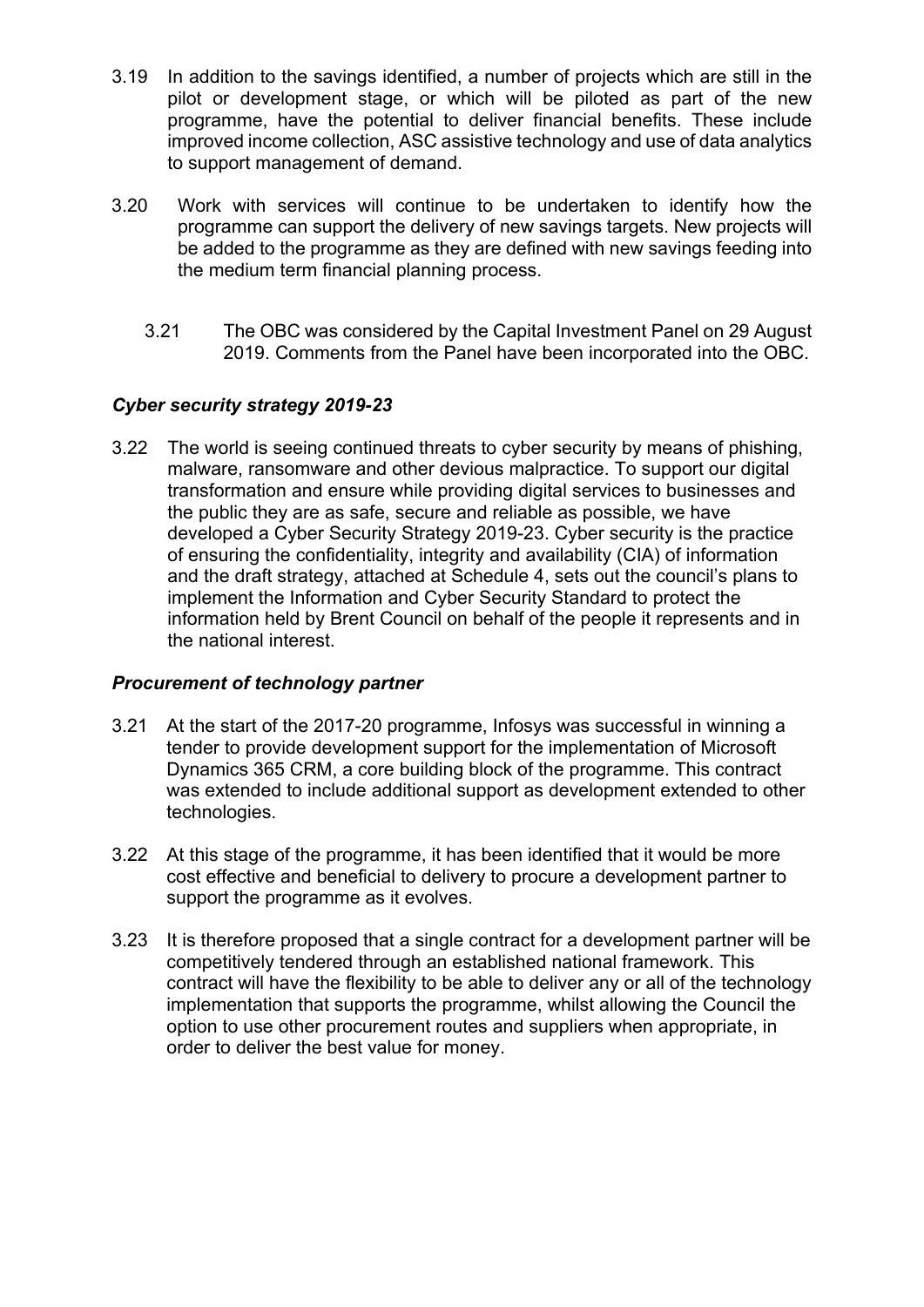3.19 In addition to the savings identified, a number of projects which are still in the pilot or development stage, or which will be piloted as part of the new programme, have the potential to deliver financial benefits. These include improved income collection, ASC assistive technology and use of data analytics to support management of demand.

3.20 Work with services will continue to be undertaken to identify how the programme can support the delivery of new savings targets. New projects will be added to the programme as they are defined with new savings feeding into the medium term financial planning process.

3.21 The OBC was considered by the Capital Investment Panel on 29 August 2019. Comments from the Panel have been incorporated into the OBC.

### *Cyber security strategy 2019-23*

3.22 The world is seeing continued threats to cyber security by means of phishing, malware, ransomware and other devious malpractice. To support our digital transformation and ensure while providing digital services to businesses and the public they are as safe, secure and reliable as possible, we have developed a Cyber Security Strategy 2019-23. Cyber security is the practice of ensuring the confidentiality, integrity and availability (CIA) of information and the draft strategy, attached at Schedule 4, sets out the council's plans to implement the Information and Cyber Security Standard to protect the information held by Brent Council on behalf of the people it represents and in the national interest.

### *Procurement of technology partner*

3.21 At the start of the 2017-20 programme, Infosys was successful in winning a tender to provide development support for the implementation of Microsoft Dynamics 365 CRM, a core building block of the programme. This contract was extended to include additional support as development extended to other technologies.

3.22 At this stage of the programme, it has been identified that it would be more cost effective and beneficial to delivery to procure a development partner to support the programme as it evolves.

3.23 It is therefore proposed that a single contract for a development partner will be competitively tendered through an established national framework. This contract will have the flexibility to be able to deliver any or all of the technology implementation that supports the programme, whilst allowing the Council the option to use other procurement routes and suppliers when appropriate, in order to deliver the best value for money.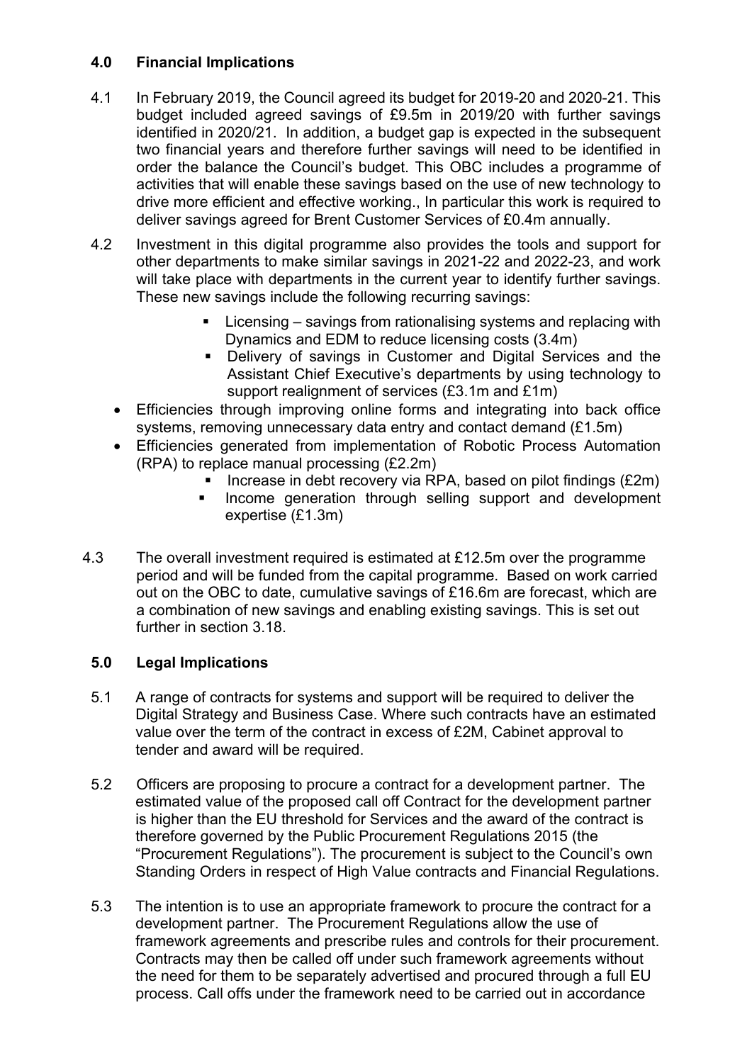## 4.0 Financial Implications

4.1 In February 2019, the Council agreed its budget for 2019-20 and 2020-21. This budget included agreed savings of £9.5m in 2019/20 with further savings identified in 2020/21. In addition, a budget gap is expected in the subsequent two financial years and therefore further savings will need to be identified in order the balance the Council's budget. This OBC includes a programme of activities that will enable these savings based on the use of new technology to drive more efficient and effective working., In particular this work is required to deliver savings agreed for Brent Customer Services of £0.4m annually.

4.2 Investment in this digital programme also provides the tools and support for other departments to make similar savings in 2021-22 and 2022-23, and work will take place with departments in the current year to identify further savings. These new savings include the following recurring savings:

- Licensing – savings from rationalising systems and replacing with Dynamics and EDM to reduce licensing costs (3.4m)
- Delivery of savings in Customer and Digital Services and the Assistant Chief Executive's departments by using technology to support realignment of services (£3.1m and £1m)
- Efficiencies through improving online forms and integrating into back office systems, removing unnecessary data entry and contact demand (£1.5m)
- Efficiencies generated from implementation of Robotic Process Automation (RPA) to replace manual processing (£2.2m)
- Increase in debt recovery via RPA, based on pilot findings (£2m)
- Income generation through selling support and development expertise (£1.3m)

4.3 The overall investment required is estimated at £12.5m over the programme period and will be funded from the capital programme. Based on work carried out on the OBC to date, cumulative savings of £16.6m are forecast, which are a combination of new savings and enabling existing savings. This is set out further in section 3.18.

## 5.0 Legal Implications

5.1 A range of contracts for systems and support will be required to deliver the Digital Strategy and Business Case. Where such contracts have an estimated value over the term of the contract in excess of £2M, Cabinet approval to tender and award will be required.

5.2 Officers are proposing to procure a contract for a development partner. The estimated value of the proposed call off Contract for the development partner is higher than the EU threshold for Services and the award of the contract is therefore governed by the Public Procurement Regulations 2015 (the "Procurement Regulations"). The procurement is subject to the Council's own Standing Orders in respect of High Value contracts and Financial Regulations.

5.3 The intention is to use an appropriate framework to procure the contract for a development partner. The Procurement Regulations allow the use of framework agreements and prescribe rules and controls for their procurement. Contracts may then be called off under such framework agreements without the need for them to be separately advertised and procured through a full EU process. Call offs under the framework need to be carried out in accordance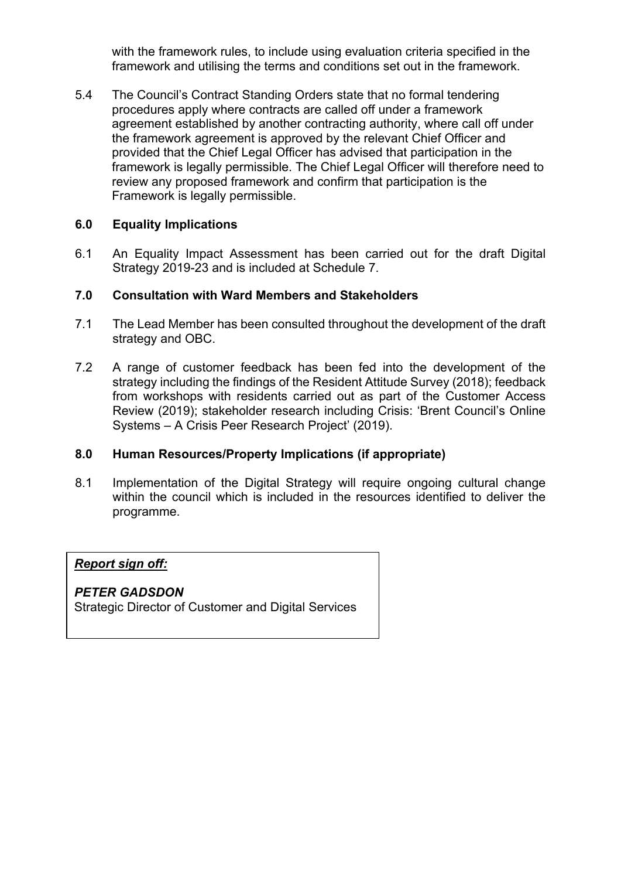with the framework rules, to include using evaluation criteria specified in the framework and utilising the terms and conditions set out in the framework.

5.4 The Council's Contract Standing Orders state that no formal tendering procedures apply where contracts are called off under a framework agreement established by another contracting authority, where call off under the framework agreement is approved by the relevant Chief Officer and provided that the Chief Legal Officer has advised that participation in the framework is legally permissible. The Chief Legal Officer will therefore need to review any proposed framework and confirm that participation is the Framework is legally permissible.

## 6.0 Equality Implications

6.1 An Equality Impact Assessment has been carried out for the draft Digital Strategy 2019-23 and is included at Schedule 7.

## 7.0 Consultation with Ward Members and Stakeholders

7.1 The Lead Member has been consulted throughout the development of the draft strategy and OBC.

7.2 A range of customer feedback has been fed into the development of the strategy including the findings of the Resident Attitude Survey (2018); feedback from workshops with residents carried out as part of the Customer Access Review (2019); stakeholder research including Crisis: 'Brent Council's Online Systems – A Crisis Peer Research Project' (2019).

## 8.0 Human Resources/Property Implications (if appropriate)

8.1 Implementation of the Digital Strategy will require ongoing cultural change within the council which is included in the resources identified to deliver the programme.

***Report sign off:***

***PETER GADSDON***
Strategic Director of Customer and Digital Services